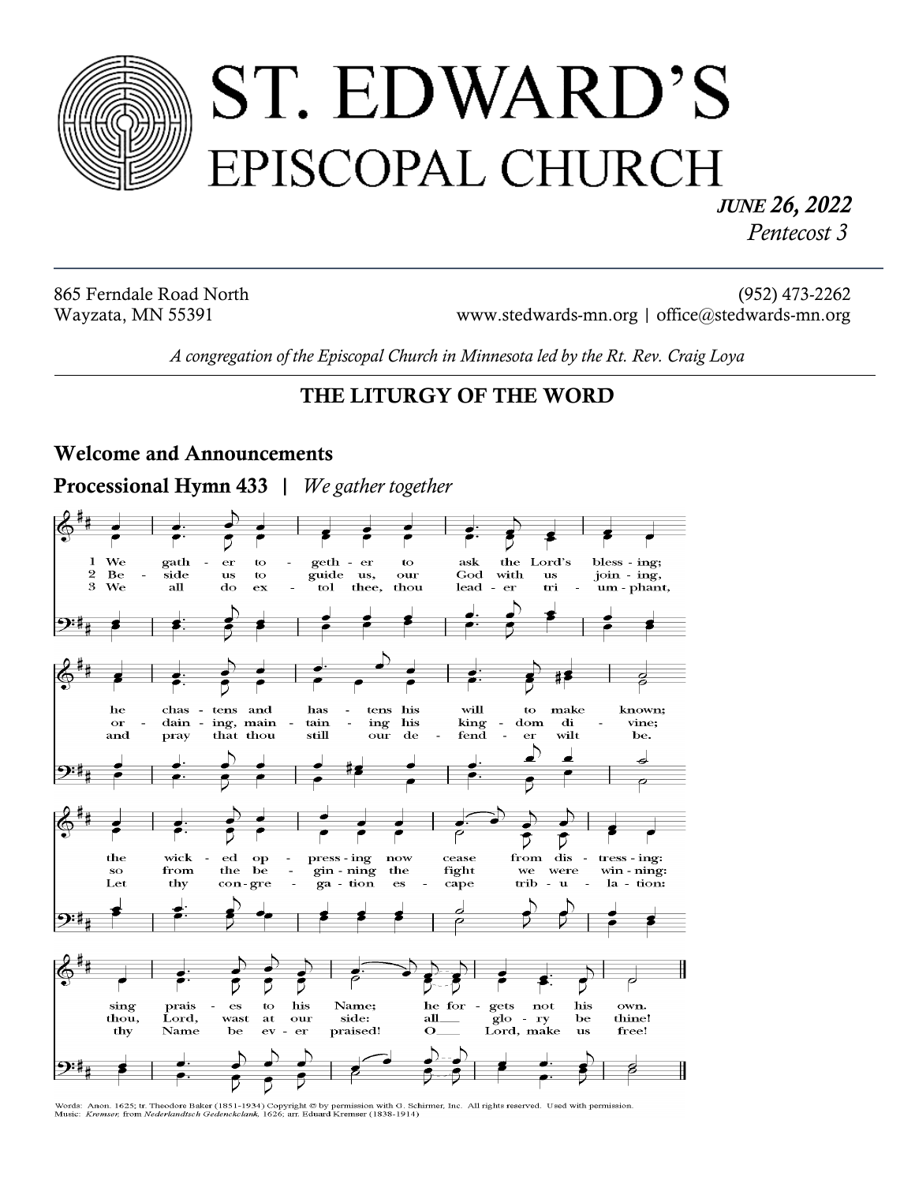# ST. EDWARD'S EPISCOPAL CHURCH

*JUNE 26, 2022*
*Pentecost 3*

865 Ferndale Road North
Wayzata, MN 55391

(952) 473-2262
www.stedwards-mn.org | office@stedwards-mn.org

*A congregation of the Episcopal Church in Minnesota led by the Rt. Rev. Craig Loya*

## THE LITURGY OF THE WORD

### Welcome and Announcements

### Processional Hymn 433 | *We gather together*

1 We gather together to ask the Lord's blessing; he chastens and hastens his will to make known; the wicked oppressing now cease from distressing: sing praises to his Name; he forgets not his own.

2 Beside us to guide us, our God with us joining, ordaining, maintaining his kingdom divine; so from the beginning the fight we were winning: thou, Lord, wast at our side: all glory be thine!

3 We all do extol thee, thou leader triumphant, and pray that thou still our defender wilt be. Let thy congregation escape tribulation: thy Name be ever praised! O Lord, make us free!

Words: Anon. 1625; tr. Theodore Baker (1851-1934) Copyright © by permission with G. Schirmer, Inc. All rights reserved. Used with permission.
Music: *Kremser,* from *Nederlandtsch Gedenckclank,* 1626; arr. Eduard Kremser (1838-1914)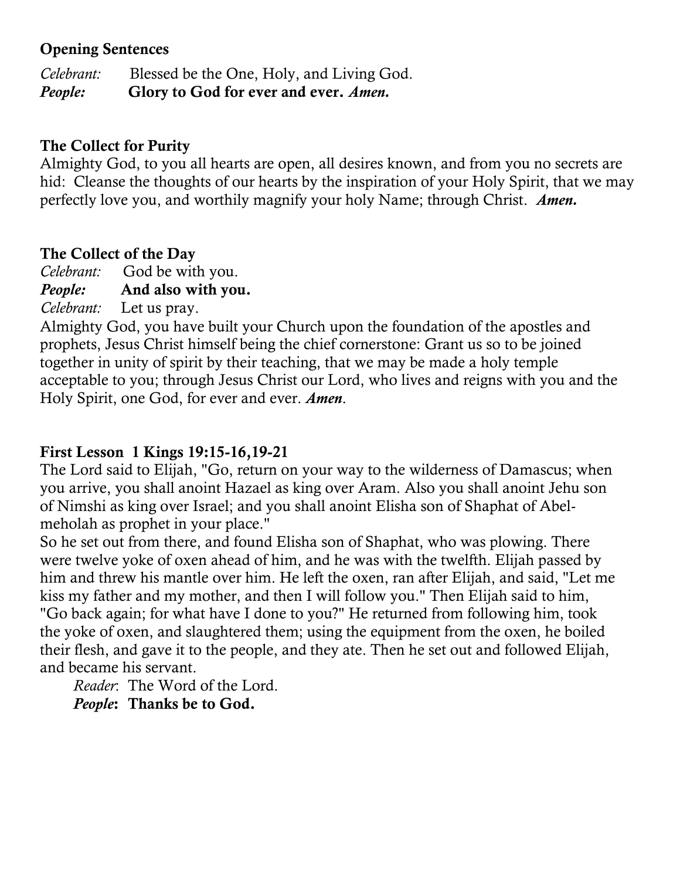**Opening Sentences**

*Celebrant:* Blessed be the One, Holy, and Living God.
***People:*** **Glory to God for ever and ever.** ***Amen.***

**The Collect for Purity**

Almighty God, to you all hearts are open, all desires known, and from you no secrets are hid: Cleanse the thoughts of our hearts by the inspiration of your Holy Spirit, that we may perfectly love you, and worthily magnify your holy Name; through Christ. ***Amen.***

**The Collect of the Day**

*Celebrant:* God be with you.
***People:*** **And also with you.**
*Celebrant:* Let us pray.

Almighty God, you have built your Church upon the foundation of the apostles and prophets, Jesus Christ himself being the chief cornerstone: Grant us so to be joined together in unity of spirit by their teaching, that we may be made a holy temple acceptable to you; through Jesus Christ our Lord, who lives and reigns with you and the Holy Spirit, one God, for ever and ever. ***Amen***.

**First Lesson 1 Kings 19:15-16,19-21**

The Lord said to Elijah, "Go, return on your way to the wilderness of Damascus; when you arrive, you shall anoint Hazael as king over Aram. Also you shall anoint Jehu son of Nimshi as king over Israel; and you shall anoint Elisha son of Shaphat of Abel-meholah as prophet in your place."

So he set out from there, and found Elisha son of Shaphat, who was plowing. There were twelve yoke of oxen ahead of him, and he was with the twelfth. Elijah passed by him and threw his mantle over him. He left the oxen, ran after Elijah, and said, "Let me kiss my father and my mother, and then I will follow you." Then Elijah said to him, "Go back again; for what have I done to you?" He returned from following him, took the yoke of oxen, and slaughtered them; using the equipment from the oxen, he boiled their flesh, and gave it to the people, and they ate. Then he set out and followed Elijah, and became his servant.

*Reader*: The Word of the Lord.
***People*: Thanks be to God.**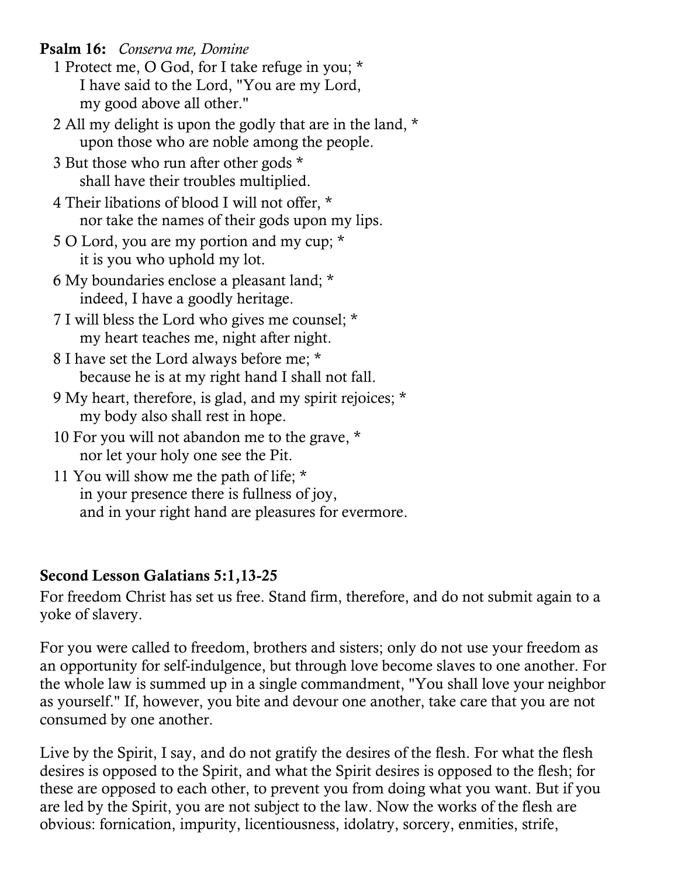**Psalm 16:** *Conserva me, Domine*

1 Protect me, O God, for I take refuge in you; *
I have said to the Lord, "You are my Lord,
my good above all other."

2 All my delight is upon the godly that are in the land, *
upon those who are noble among the people.

3 But those who run after other gods *
shall have their troubles multiplied.

4 Their libations of blood I will not offer, *
nor take the names of their gods upon my lips.

5 O Lord, you are my portion and my cup; *
it is you who uphold my lot.

6 My boundaries enclose a pleasant land; *
indeed, I have a goodly heritage.

7 I will bless the Lord who gives me counsel; *
my heart teaches me, night after night.

8 I have set the Lord always before me; *
because he is at my right hand I shall not fall.

9 My heart, therefore, is glad, and my spirit rejoices; *
my body also shall rest in hope.

10 For you will not abandon me to the grave, *
nor let your holy one see the Pit.

11 You will show me the path of life; *
in your presence there is fullness of joy,
and in your right hand are pleasures for evermore.

**Second Lesson Galatians 5:1,13-25**

For freedom Christ has set us free. Stand firm, therefore, and do not submit again to a yoke of slavery.

For you were called to freedom, brothers and sisters; only do not use your freedom as an opportunity for self-indulgence, but through love become slaves to one another. For the whole law is summed up in a single commandment, "You shall love your neighbor as yourself." If, however, you bite and devour one another, take care that you are not consumed by one another.

Live by the Spirit, I say, and do not gratify the desires of the flesh. For what the flesh desires is opposed to the Spirit, and what the Spirit desires is opposed to the flesh; for these are opposed to each other, to prevent you from doing what you want. But if you are led by the Spirit, you are not subject to the law. Now the works of the flesh are obvious: fornication, impurity, licentiousness, idolatry, sorcery, enmities, strife,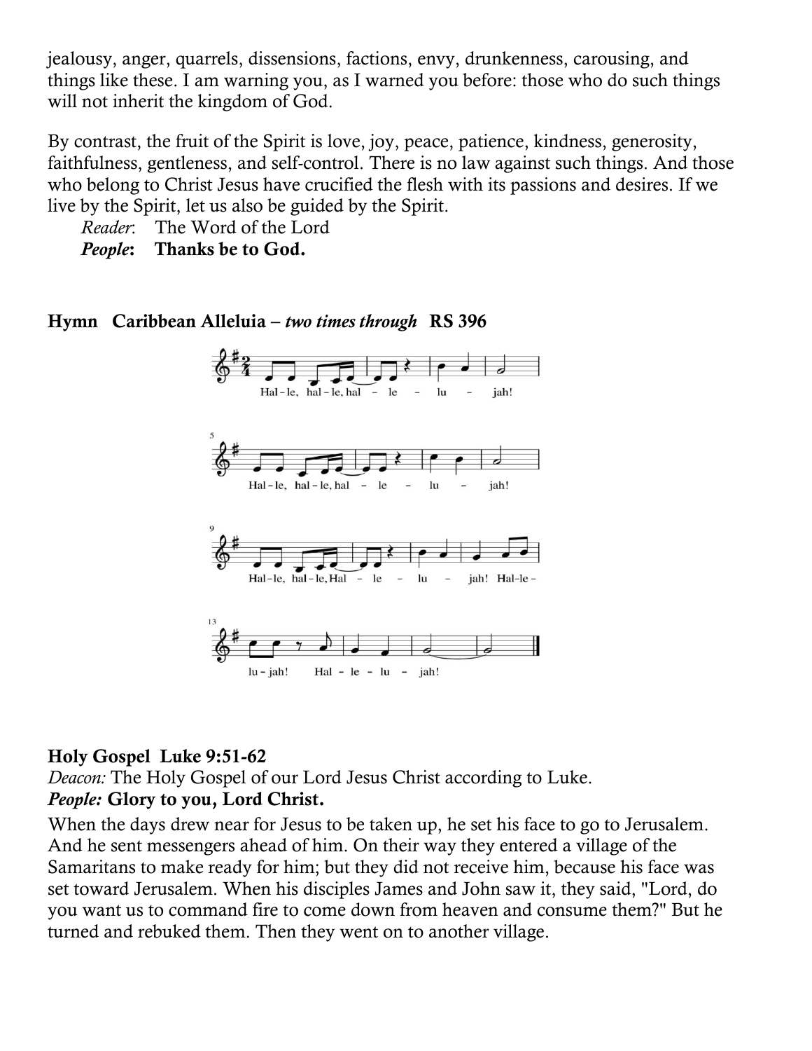jealousy, anger, quarrels, dissensions, factions, envy, drunkenness, carousing, and things like these. I am warning you, as I warned you before: those who do such things will not inherit the kingdom of God.

By contrast, the fruit of the Spirit is love, joy, peace, patience, kindness, generosity, faithfulness, gentleness, and self-control. There is no law against such things. And those who belong to Christ Jesus have crucified the flesh with its passions and desires. If we live by the Spirit, let us also be guided by the Spirit.

*Reader*: The Word of the Lord
***People*: Thanks be to God.**

**Hymn Caribbean Alleluia** – ***two times through*** **RS 396**

Hal-le, hal-le, hal - le - lu - jah!
Hal-le, hal-le, hal - le - lu - jah!
Hal-le, hal-le, Hal - le - lu - jah! Hal-le-
lu-jah! Hal - le - lu - jah!

**Holy Gospel Luke 9:51-62**

*Deacon:* The Holy Gospel of our Lord Jesus Christ according to Luke.
***People:* Glory to you, Lord Christ.**

When the days drew near for Jesus to be taken up, he set his face to go to Jerusalem. And he sent messengers ahead of him. On their way they entered a village of the Samaritans to make ready for him; but they did not receive him, because his face was set toward Jerusalem. When his disciples James and John saw it, they said, "Lord, do you want us to command fire to come down from heaven and consume them?" But he turned and rebuked them. Then they went on to another village.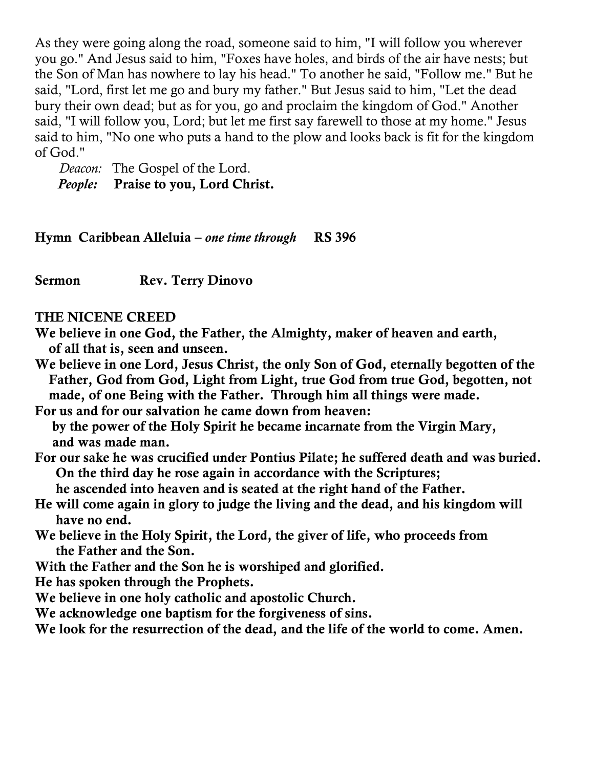As they were going along the road, someone said to him, "I will follow you wherever you go." And Jesus said to him, "Foxes have holes, and birds of the air have nests; but the Son of Man has nowhere to lay his head." To another he said, "Follow me." But he said, "Lord, first let me go and bury my father." But Jesus said to him, "Let the dead bury their own dead; but as for you, go and proclaim the kingdom of God." Another said, "I will follow you, Lord; but let me first say farewell to those at my home." Jesus said to him, "No one who puts a hand to the plow and looks back is fit for the kingdom of God."

*Deacon:* The Gospel of the Lord.
***People:*** **Praise to you, Lord Christ.**

**Hymn Caribbean Alleluia** – *one time through* **RS 396**

**Sermon Rev. Terry Dinovo**

**THE NICENE CREED**

**We believe in one God, the Father, the Almighty, maker of heaven and earth, of all that is, seen and unseen.**
**We believe in one Lord, Jesus Christ, the only Son of God, eternally begotten of the Father, God from God, Light from Light, true God from true God, begotten, not made, of one Being with the Father. Through him all things were made.**
**For us and for our salvation he came down from heaven:**
**by the power of the Holy Spirit he became incarnate from the Virgin Mary, and was made man.**
**For our sake he was crucified under Pontius Pilate; he suffered death and was buried.**
**On the third day he rose again in accordance with the Scriptures;**
**he ascended into heaven and is seated at the right hand of the Father.**
**He will come again in glory to judge the living and the dead, and his kingdom will have no end.**
**We believe in the Holy Spirit, the Lord, the giver of life, who proceeds from the Father and the Son.**
**With the Father and the Son he is worshiped and glorified.**
**He has spoken through the Prophets.**
**We believe in one holy catholic and apostolic Church.**
**We acknowledge one baptism for the forgiveness of sins.**
**We look for the resurrection of the dead, and the life of the world to come. Amen.**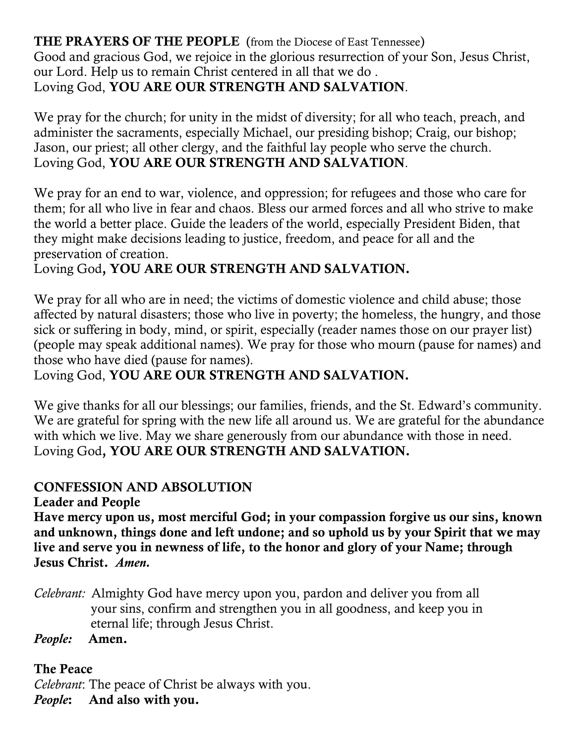**THE PRAYERS OF THE PEOPLE** (from the Diocese of East Tennessee)
Good and gracious God, we rejoice in the glorious resurrection of your Son, Jesus Christ, our Lord. Help us to remain Christ centered in all that we do .
Loving God, **YOU ARE OUR STRENGTH AND SALVATION**.

We pray for the church; for unity in the midst of diversity; for all who teach, preach, and administer the sacraments, especially Michael, our presiding bishop; Craig, our bishop; Jason, our priest; all other clergy, and the faithful lay people who serve the church.
Loving God, **YOU ARE OUR STRENGTH AND SALVATION**.

We pray for an end to war, violence, and oppression; for refugees and those who care for them; for all who live in fear and chaos. Bless our armed forces and all who strive to make the world a better place. Guide the leaders of the world, especially President Biden, that they might make decisions leading to justice, freedom, and peace for all and the preservation of creation.
Loving God**, YOU ARE OUR STRENGTH AND SALVATION.**

We pray for all who are in need; the victims of domestic violence and child abuse; those affected by natural disasters; those who live in poverty; the homeless, the hungry, and those sick or suffering in body, mind, or spirit, especially (reader names those on our prayer list) (people may speak additional names). We pray for those who mourn (pause for names) and those who have died (pause for names).
Loving God, **YOU ARE OUR STRENGTH AND SALVATION.**

We give thanks for all our blessings; our families, friends, and the St. Edward's community. We are grateful for spring with the new life all around us. We are grateful for the abundance with which we live. May we share generously from our abundance with those in need.
Loving God**, YOU ARE OUR STRENGTH AND SALVATION.**

**CONFESSION AND ABSOLUTION**

**Leader and People**

**Have mercy upon us, most merciful God; in your compassion forgive us our sins, known and unknown, things done and left undone; and so uphold us by your Spirit that we may live and serve you in newness of life, to the honor and glory of your Name; through Jesus Christ.** ***Amen.***

*Celebrant:* Almighty God have mercy upon you, pardon and deliver you from all your sins, confirm and strengthen you in all goodness, and keep you in eternal life; through Jesus Christ.
***People:*** **Amen.**

**The Peace**

*Celebrant*: The peace of Christ be always with you.
***People*****:** **And also with you.**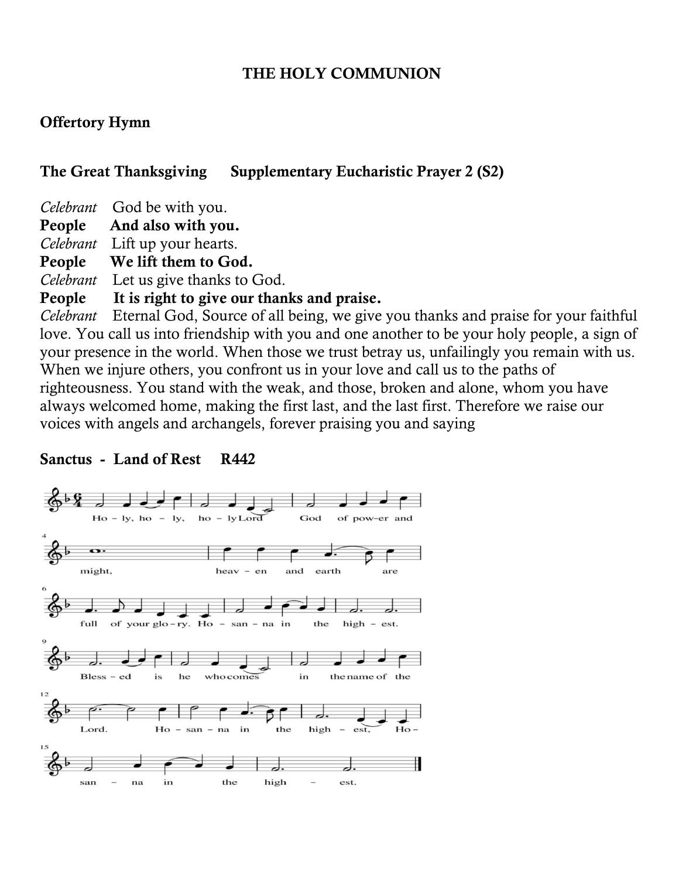# THE HOLY COMMUNION

## Offertory Hymn

## The Great Thanksgiving      Supplementary Eucharistic Prayer 2 (S2)

*Celebrant*   God be with you.
**People   And also with you.**
*Celebrant*   Lift up your hearts.
**People   We lift them to God.**
*Celebrant*   Let us give thanks to God.
**People   It is right to give our thanks and praise.**
*Celebrant*   Eternal God, Source of all being, we give you thanks and praise for your faithful love. You call us into friendship with you and one another to be your holy people, a sign of your presence in the world. When those we trust betray us, unfailingly you remain with us. When we injure others, you confront us in your love and call us to the paths of righteousness. You stand with the weak, and those, broken and alone, whom you have always welcomed home, making the first last, and the last first. Therefore we raise our voices with angels and archangels, forever praising you and saying

## Sanctus - Land of Rest   R442

Holy, holy, holy Lord God of power and might, heaven and earth are full of your glory. Hosanna in the highest. Blessed is he who comes in the name of the Lord. Hosanna in the highest, Hosanna in the highest.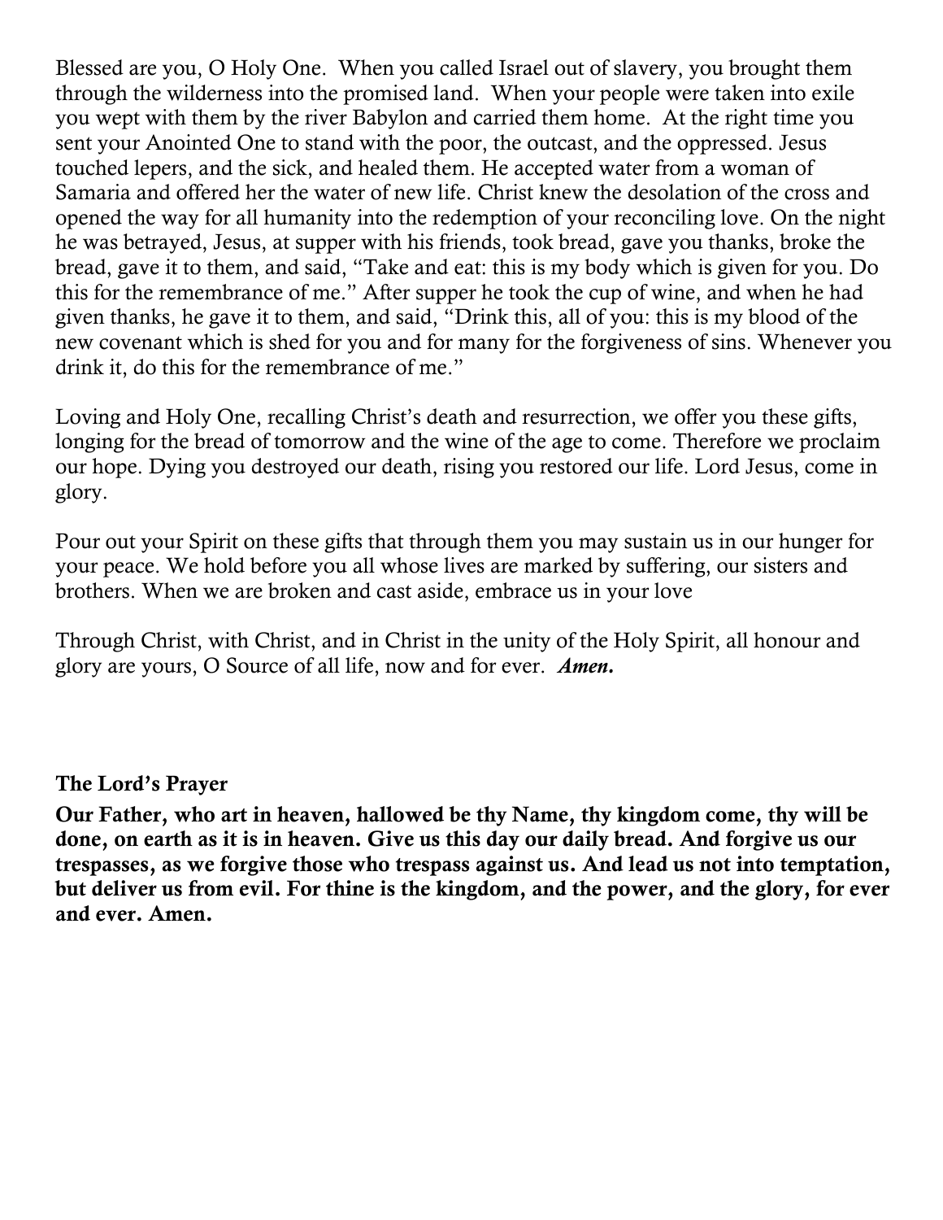Blessed are you, O Holy One. When you called Israel out of slavery, you brought them through the wilderness into the promised land. When your people were taken into exile you wept with them by the river Babylon and carried them home. At the right time you sent your Anointed One to stand with the poor, the outcast, and the oppressed. Jesus touched lepers, and the sick, and healed them. He accepted water from a woman of Samaria and offered her the water of new life. Christ knew the desolation of the cross and opened the way for all humanity into the redemption of your reconciling love. On the night he was betrayed, Jesus, at supper with his friends, took bread, gave you thanks, broke the bread, gave it to them, and said, "Take and eat: this is my body which is given for you. Do this for the remembrance of me." After supper he took the cup of wine, and when he had given thanks, he gave it to them, and said, "Drink this, all of you: this is my blood of the new covenant which is shed for you and for many for the forgiveness of sins. Whenever you drink it, do this for the remembrance of me."

Loving and Holy One, recalling Christ's death and resurrection, we offer you these gifts, longing for the bread of tomorrow and the wine of the age to come. Therefore we proclaim our hope. Dying you destroyed our death, rising you restored our life. Lord Jesus, come in glory.

Pour out your Spirit on these gifts that through them you may sustain us in our hunger for your peace. We hold before you all whose lives are marked by suffering, our sisters and brothers. When we are broken and cast aside, embrace us in your love

Through Christ, with Christ, and in Christ in the unity of the Holy Spirit, all honour and glory are yours, O Source of all life, now and for ever. ***Amen.***

### The Lord's Prayer

**Our Father, who art in heaven, hallowed be thy Name, thy kingdom come, thy will be done, on earth as it is in heaven. Give us this day our daily bread. And forgive us our trespasses, as we forgive those who trespass against us. And lead us not into temptation, but deliver us from evil. For thine is the kingdom, and the power, and the glory, for ever and ever. Amen.**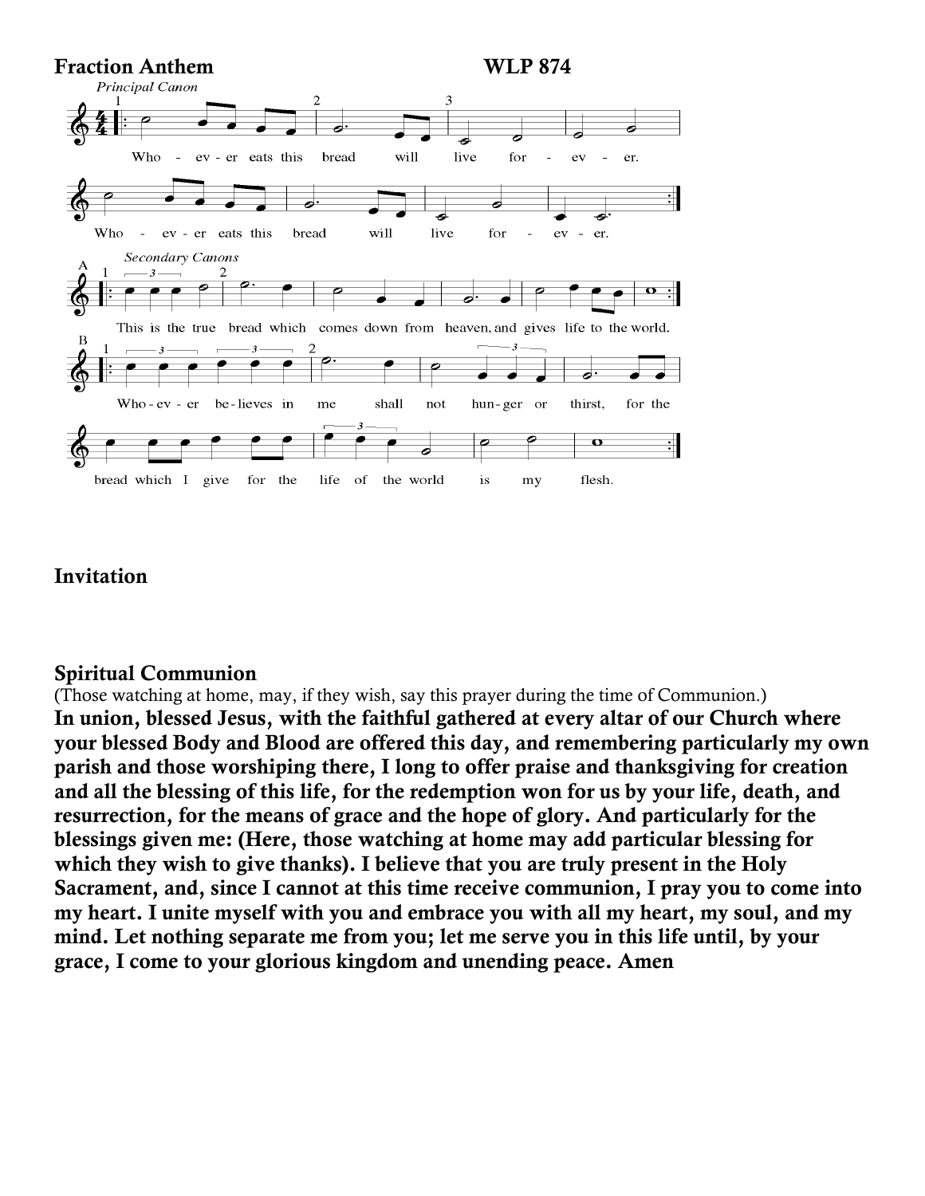**Fraction Anthem** WLP 874

*Principal Canon*

Who - ev - er eats this bread will live for - ev - er.

Who - ev - er eats this bread will live for - ev - er.

*Secondary Canons*

A

This is the true bread which comes down from heaven, and gives life to the world.

B

Who - ev - er be - lieves in me shall not hun - ger or thirst, for the bread which I give for the life of the world is my flesh.

**Invitation**

**Spiritual Communion**

(Those watching at home, may, if they wish, say this prayer during the time of Communion.)

**In union, blessed Jesus, with the faithful gathered at every altar of our Church where your blessed Body and Blood are offered this day, and remembering particularly my own parish and those worshiping there, I long to offer praise and thanksgiving for creation and all the blessing of this life, for the redemption won for us by your life, death, and resurrection, for the means of grace and the hope of glory. And particularly for the blessings given me: (Here, those watching at home may add particular blessing for which they wish to give thanks). I believe that you are truly present in the Holy Sacrament, and, since I cannot at this time receive communion, I pray you to come into my heart. I unite myself with you and embrace you with all my heart, my soul, and my mind. Let nothing separate me from you; let me serve you in this life until, by your grace, I come to your glorious kingdom and unending peace. Amen**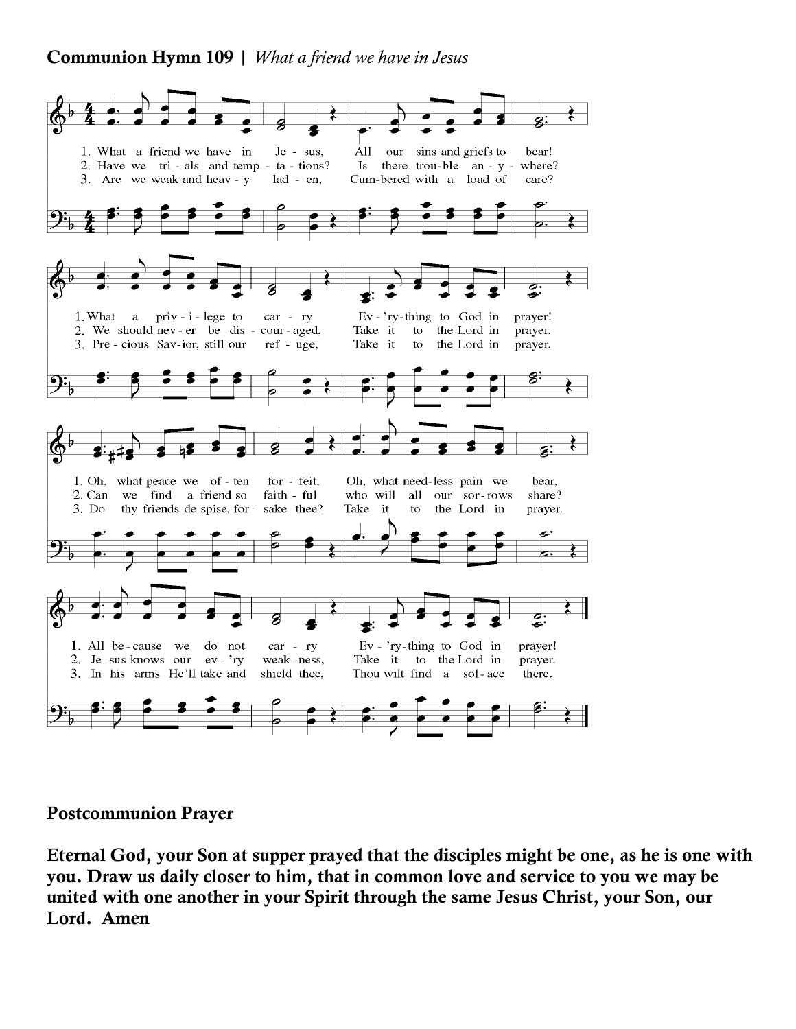**Communion Hymn 109 |** *What a friend we have in Jesus*

1. What a friend we have in Jesus, All our sins and griefs to bear!
What a privilege to carry Ev'rything to God in prayer!
Oh, what peace we often forfeit, Oh, what needless pain we bear,
All because we do not carry Ev'rything to God in prayer!

2. Have we trials and temptations? Is there trouble anywhere?
We should never be discouraged, Take it to the Lord in prayer.
Can we find a friend so faithful who will all our sorrows share?
Jesus knows our ev'ry weakness, Take it to the Lord in prayer.

3. Are we weak and heavy laden, Cumbered with a load of care?
Precious Savior, still our refuge, Take it to the Lord in prayer.
Do thy friends despise, forsake thee? Take it to the Lord in prayer.
In his arms He'll take and shield thee, Thou wilt find a solace there.

**Postcommunion Prayer**

**Eternal God, your Son at supper prayed that the disciples might be one, as he is one with you. Draw us daily closer to him, that in common love and service to you we may be united with one another in your Spirit through the same Jesus Christ, your Son, our Lord. Amen**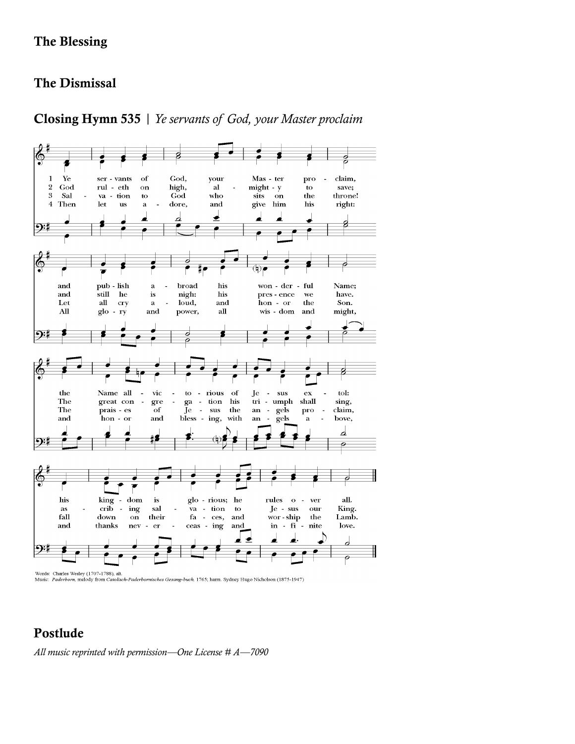## The Blessing

## The Dismissal

## Closing Hymn 535 | *Ye servants of God, your Master proclaim*

Words: Charles Wesley (1707-1788), alt.
Music: *Paderborn*, melody from *Catolisch-Paderbornisches Gesang-buch*, 1765; harm. Sydney Hugo Nicholson (1875-1947)

## Postlude

*All music reprinted with permission—One License # A—7090*